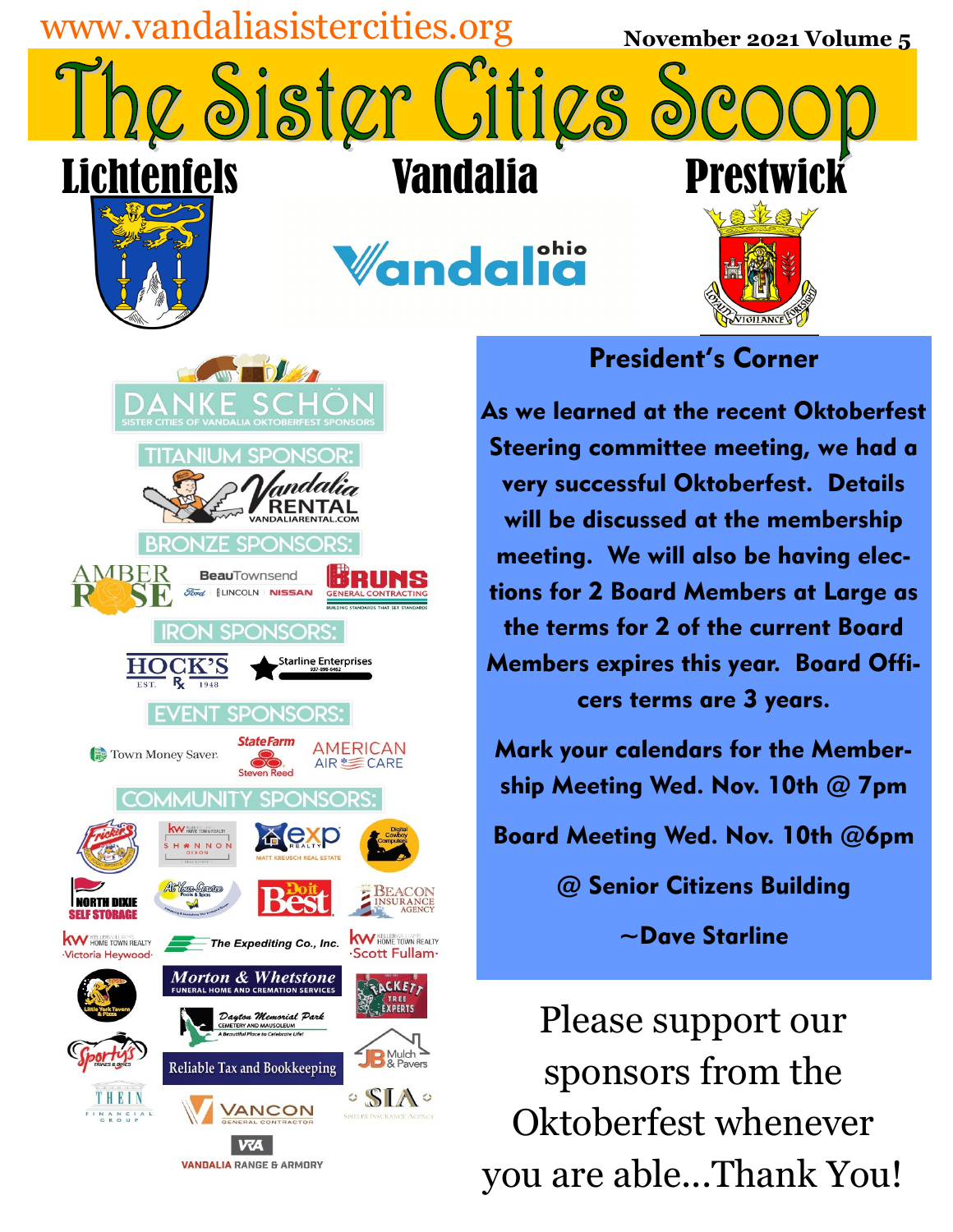www.vandaliasistercities.org

November 2021 Volume 5

# The Sister Cities Scoop

**Lichtenfels** **Vandalia** **Prestwick**

Vandalia ohio

LOYALTY VIGILANCE FORESIGHT

## DANKE SCHÖN

SISTER CITIES OF VANDALIA OKTOBERFEST SPONSORS

### TITANIUM SPONSOR:

Vandalia Rental — VANDALIARENTAL.COM

### BRONZE SPONSORS:

Amber Rose; Beau Townsend Ford Lincoln Nissan; Bruns General Contracting — Building Standards That Set Standards

### IRON SPONSORS:

Hock's Rx Est. 1948; Starline Enterprises 937-898-6452

### EVENT SPONSORS:

Town Money Saver; State Farm Steven Reed; American Air Care

### COMMUNITY SPONSORS:

Fricker's; KW Home Town Realty Shannon Dixon; eXp Realty Matt Kreusch Real Estate; Digital Cowboy Computers; North Dixie Self Storage; At Your Service Pools & Spas; Doit Best; Beacon Insurance Agency; KW Home Town Realty Victoria Heywood; The Expediting Co., Inc.; KW Home Town Realty Scott Fullam; Little York Tavern & Pizza; Morton & Whetstone Funeral Home and Cremation Services; Dayton Memorial Park Cemetery and Mausoleum — A Beautiful Place to Celebrate Life!; Hackett Tree Experts; Sporty's; Reliable Tax and Bookkeeping; JB Mulch & Pavers; Thein Financial Group; Vancon General Contractor; SIA Shiels Insurance Agency; VRA Vandalia Range & Armory

## President's Corner

**As we learned at the recent Oktoberfest Steering committee meeting, we had a very successful Oktoberfest. Details will be discussed at the membership meeting. We will also be having elections for 2 Board Members at Large as the terms for 2 of the current Board Members expires this year. Board Officers terms are 3 years.**

**Mark your calendars for the Membership Meeting Wed. Nov. 10th @ 7pm**

**Board Meeting Wed. Nov. 10th @6pm**

**@ Senior Citizens Building**

**~Dave Starline**

Please support our sponsors from the Oktoberfest whenever you are able…Thank You!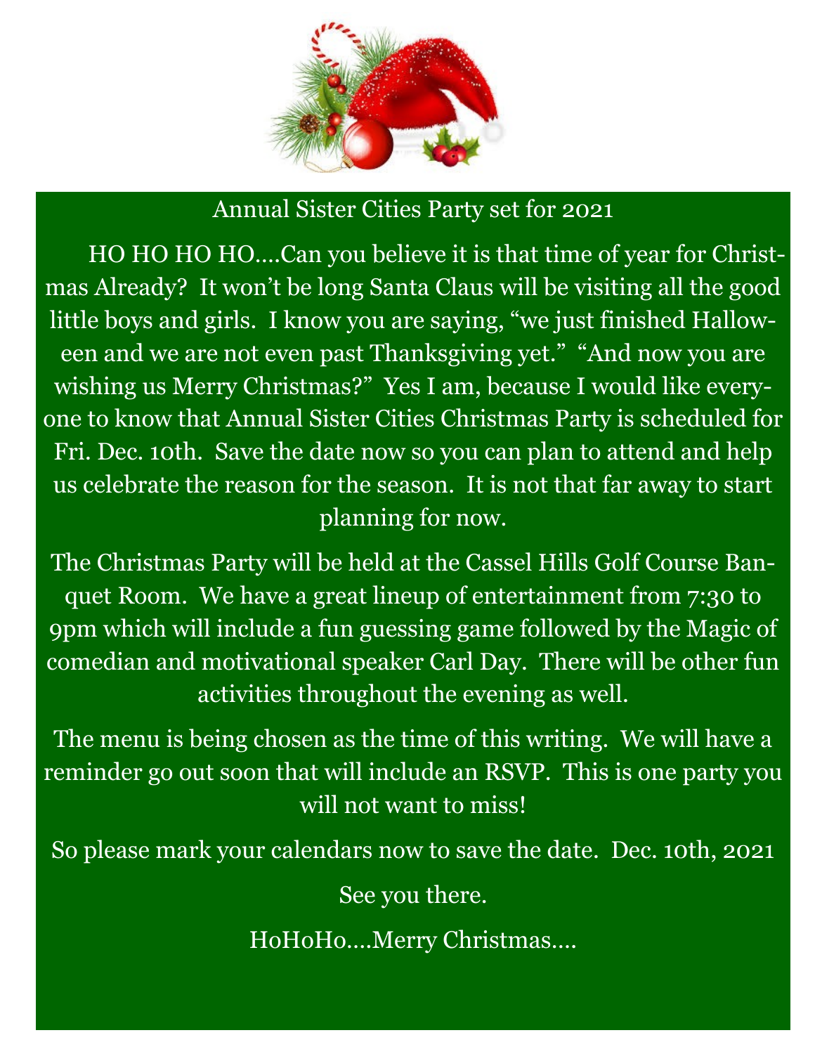## Annual Sister Cities Party set for 2021

HO HO HO HO....Can you believe it is that time of year for Christmas Already? It won't be long Santa Claus will be visiting all the good little boys and girls. I know you are saying, "we just finished Halloween and we are not even past Thanksgiving yet." "And now you are wishing us Merry Christmas?" Yes I am, because I would like everyone to know that Annual Sister Cities Christmas Party is scheduled for Fri. Dec. 10th. Save the date now so you can plan to attend and help us celebrate the reason for the season. It is not that far away to start planning for now.

The Christmas Party will be held at the Cassel Hills Golf Course Banquet Room. We have a great lineup of entertainment from 7:30 to 9pm which will include a fun guessing game followed by the Magic of comedian and motivational speaker Carl Day. There will be other fun activities throughout the evening as well.

The menu is being chosen as the time of this writing. We will have a reminder go out soon that will include an RSVP. This is one party you will not want to miss!

So please mark your calendars now to save the date. Dec. 10th, 2021

See you there.

HoHoHo....Merry Christmas....